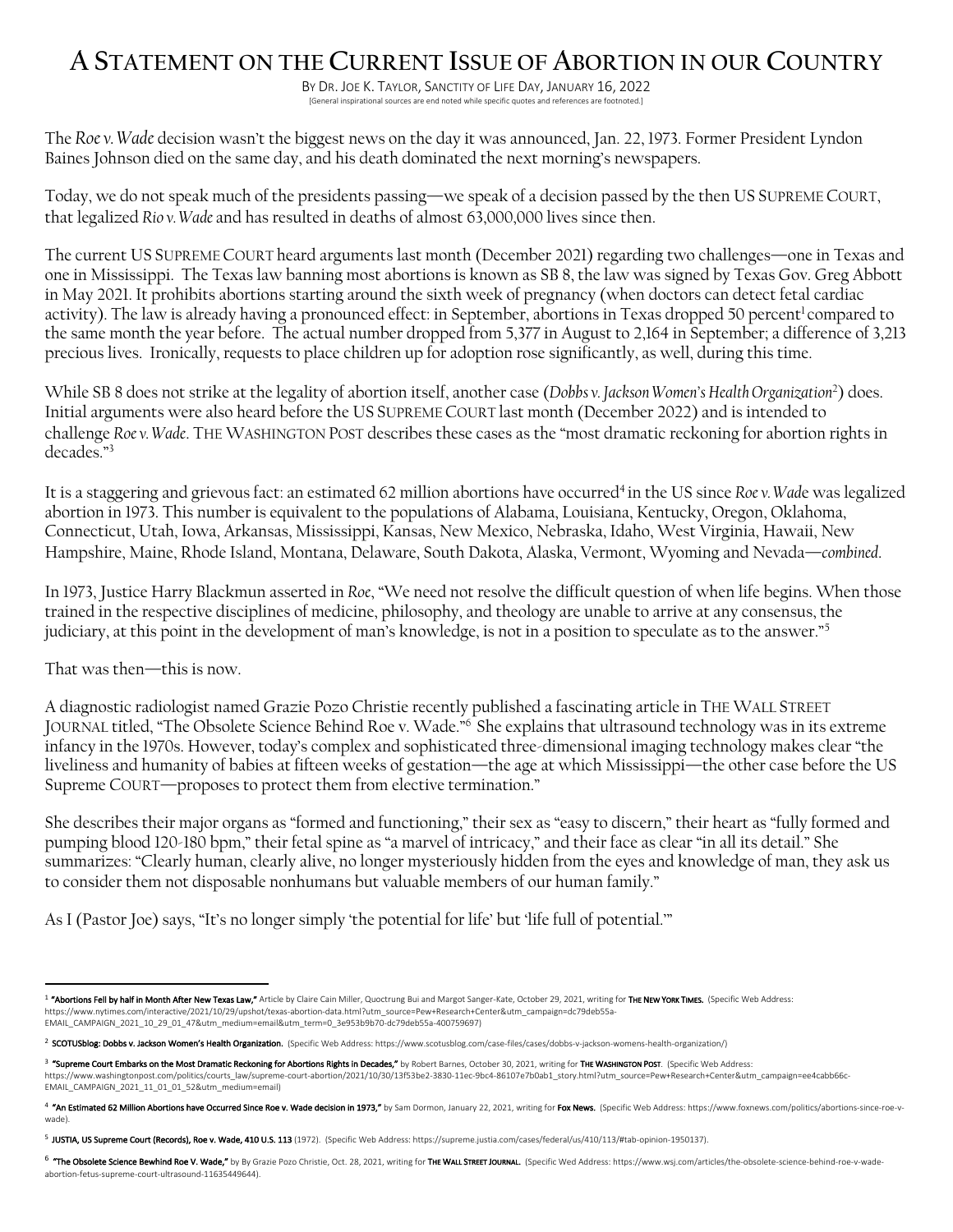# A Statement on the Current Issue of Abortion in our Country

By Dr. Joe K. Taylor, Sanctity of Life Day, January 16, 2022

[General inspirational sources are end noted while specific quotes and references are footnoted.]

The *Roe v. Wade* decision wasn't the biggest news on the day it was announced, Jan. 22, 1973. Former President Lyndon Baines Johnson died on the same day, and his death dominated the next morning's newspapers.

Today, we do not speak much of the presidents passing—we speak of a decision passed by the then US Supreme Court, that legalized *Rio v. Wade* and has resulted in deaths of almost 63,000,000 lives since then.

The current US Supreme Court heard arguments last month (December 2021) regarding two challenges—one in Texas and one in Mississippi. The Texas law banning most abortions is known as SB 8, the law was signed by Texas Gov. Greg Abbott in May 2021. It prohibits abortions starting around the sixth week of pregnancy (when doctors can detect fetal cardiac activity). The law is already having a pronounced effect: in September, abortions in Texas dropped 50 percent[1] compared to the same month the year before. The actual number dropped from 5,377 in August to 2,164 in September; a difference of 3,213 precious lives. Ironically, requests to place children up for adoption rose significantly, as well, during this time.

While SB 8 does not strike at the legality of abortion itself, another case (*Dobbs v. Jackson Women's Health Organization*[2]) does. Initial arguments were also heard before the US Supreme Court last month (December 2022) and is intended to challenge *Roe v. Wade*. The Washington Post describes these cases as the "most dramatic reckoning for abortion rights in decades."[3]

It is a staggering and grievous fact: an estimated 62 million abortions have occurred[4] in the US since *Roe v. Wade* was legalized abortion in 1973. This number is equivalent to the populations of Alabama, Louisiana, Kentucky, Oregon, Oklahoma, Connecticut, Utah, Iowa, Arkansas, Mississippi, Kansas, New Mexico, Nebraska, Idaho, West Virginia, Hawaii, New Hampshire, Maine, Rhode Island, Montana, Delaware, South Dakota, Alaska, Vermont, Wyoming and Nevada—*combined*.

In 1973, Justice Harry Blackmun asserted in *Roe*, "We need not resolve the difficult question of when life begins. When those trained in the respective disciplines of medicine, philosophy, and theology are unable to arrive at any consensus, the judiciary, at this point in the development of man's knowledge, is not in a position to speculate as to the answer."[5]

That was then—this is now.

A diagnostic radiologist named Grazie Pozo Christie recently published a fascinating article in The Wall Street Journal titled, "The Obsolete Science Behind Roe v. Wade."[6] She explains that ultrasound technology was in its extreme infancy in the 1970s. However, today's complex and sophisticated three-dimensional imaging technology makes clear "the liveliness and humanity of babies at fifteen weeks of gestation—the age at which Mississippi—the other case before the US Supreme Court—proposes to protect them from elective termination."

She describes their major organs as "formed and functioning," their sex as "easy to discern," their heart as "fully formed and pumping blood 120-180 bpm," their fetal spine as "a marvel of intricacy," and their face as clear "in all its detail." She summarizes: "Clearly human, clearly alive, no longer mysteriously hidden from the eyes and knowledge of man, they ask us to consider them not disposable nonhumans but valuable members of our human family."

As I (Pastor Joe) says, "It's no longer simply 'the potential for life' but 'life full of potential.'"

---

[1] **"Abortions Fell by half in Month After New Texas Law,"** Article by Claire Cain Miller, Quoctrung Bui and Margot Sanger-Kate, October 29, 2021, writing for **The New York Times.** (Specific Web Address: https://www.nytimes.com/interactive/2021/10/29/upshot/texas-abortion-data.html?utm_source=Pew+Research+Center&utm_campaign=dc79deb55a-EMAIL_CAMPAIGN_2021_10_29_01_47&utm_medium=email&utm_term=0_3e953b9b70-dc79deb55a-400759697)

[2] **SCOTUSblog: Dobbs v. Jackson Women's Health Organization.** (Specific Web Address: https://www.scotusblog.com/case-files/cases/dobbs-v-jackson-womens-health-organization/)

[3] **"Supreme Court Embarks on the Most Dramatic Reckoning for Abortions Rights in Decades,"** by Robert Barnes, October 30, 2021, writing for **The Washington Post**. (Specific Web Address: https://www.washingtonpost.com/politics/courts_law/supreme-court-abortion/2021/10/30/13f53be2-3830-11ec-9bc4-86107e7b0ab1_story.html?utm_source=Pew+Research+Center&utm_campaign=ee4cabb66c-EMAIL_CAMPAIGN_2021_11_01_01_52&utm_medium=email)

[4] **"An Estimated 62 Million Abortions have Occurred Since Roe v. Wade decision in 1973,"** by Sam Dormon, January 22, 2021, writing for **Fox News.** (Specific Web Address: https://www.foxnews.com/politics/abortions-since-roe-v-wade).

[5] **JUSTIA, US Supreme Court (Records), Roe v. Wade, 410 U.S. 113** (1972). (Specific Web Address: https://supreme.justia.com/cases/federal/us/410/113/#tab-opinion-1950137).

[6] **"The Obsolete Science Bewhind Roe V. Wade,"** by By Grazie Pozo Christie, Oct. 28, 2021, writing for **The Wall Street Journal.** (Specific Wed Address: https://www.wsj.com/articles/the-obsolete-science-behind-roe-v-wade-abortion-fetus-supreme-court-ultrasound-11635449644).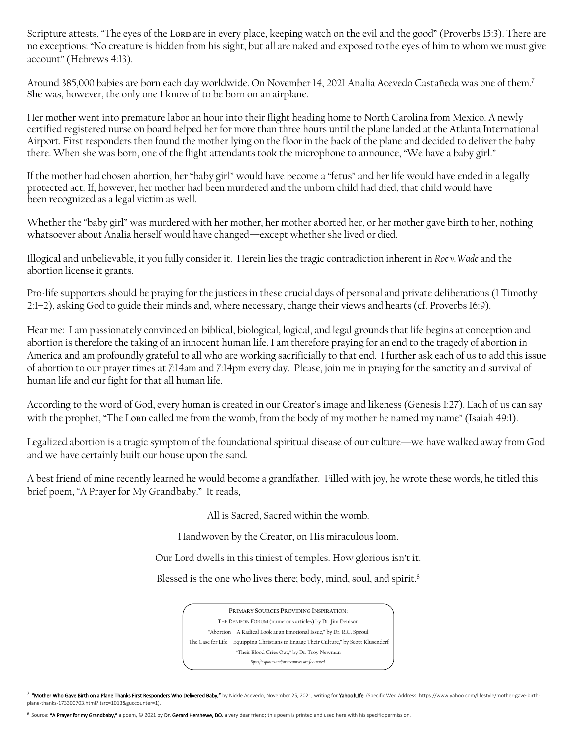Scripture attests, "The eyes of the Lord are in every place, keeping watch on the evil and the good" (Proverbs 15:3). There are no exceptions: "No creature is hidden from his sight, but all are naked and exposed to the eyes of him to whom we must give account" (Hebrews 4:13).

Around 385,000 babies are born each day worldwide. On November 14, 2021 Analia Acevedo Castañeda was one of them.[7] She was, however, the only one I know of to be born on an airplane.

Her mother went into premature labor an hour into their flight heading home to North Carolina from Mexico. A newly certified registered nurse on board helped her for more than three hours until the plane landed at the Atlanta International Airport. First responders then found the mother lying on the floor in the back of the plane and decided to deliver the baby there. When she was born, one of the flight attendants took the microphone to announce, "We have a baby girl."

If the mother had chosen abortion, her "baby girl" would have become a "fetus" and her life would have ended in a legally protected act. If, however, her mother had been murdered and the unborn child had died, that child would have been recognized as a legal victim as well.

Whether the "baby girl" was murdered with her mother, her mother aborted her, or her mother gave birth to her, nothing whatsoever about Analia herself would have changed—except whether she lived or died.

Illogical and unbelievable, it you fully consider it. Herein lies the tragic contradiction inherent in *Roe v. Wade* and the abortion license it grants.

Pro-life supporters should be praying for the justices in these crucial days of personal and private deliberations (1 Timothy 2:1–2), asking God to guide their minds and, where necessary, change their views and hearts (cf. Proverbs 16:9).

Hear me: <u>I am passionately convinced on biblical, biological, logical, and legal grounds that life begins at conception and abortion is therefore the taking of an innocent human life</u>. I am therefore praying for an end to the tragedy of abortion in America and am profoundly grateful to all who are working sacrificially to that end. I further ask each of us to add this issue of abortion to our prayer times at 7:14am and 7:14pm every day. Please, join me in praying for the sanctity an d survival of human life and our fight for that all human life.

According to the word of God, every human is created in our Creator's image and likeness (Genesis 1:27). Each of us can say with the prophet, "The Lord called me from the womb, from the body of my mother he named my name" (Isaiah 49:1).

Legalized abortion is a tragic symptom of the foundational spiritual disease of our culture—we have walked away from God and we have certainly built our house upon the sand.

A best friend of mine recently learned he would become a grandfather. Filled with joy, he wrote these words, he titled this brief poem, "A Prayer for My Grandbaby." It reads,

All is Sacred, Sacred within the womb.

Handwoven by the Creator, on His miraculous loom.

Our Lord dwells in this tiniest of temples. How glorious isn't it.

Blessed is the one who lives there; body, mind, soul, and spirit.[8]

**Primary Sources Providing Inspiration:**
The Denison Forum (numerous articles) by Dr. Jim Denison
"Abortion—A Radical Look at an Emotional Issue," by Dr. R.C. Sproul
The Case for Life—Equipping Christians to Engage Their Culture," by Scott Klusendorf
"Their Blood Cries Out," by Dr. Troy Newman
*Specific quotes and/or recourses are footnoted.*

---

[7] **"Mother Who Gave Birth on a Plane Thanks First Responders Who Delivered Baby,"** by Nickle Acevedo, November 25, 2021, writing for **Yahoo!Life**. (Specific Wed Address: https://www.yahoo.com/lifestyle/mother-gave-birth-plane-thanks-173300703.html?.tsrc=1013&guccounter=1).

[8] Source: **"A Prayer for my Grandbaby,"** a poem, © 2021 by **Dr. Gerard Hershewe, DO**, a very dear friend; this poem is printed and used here with his specific permission.